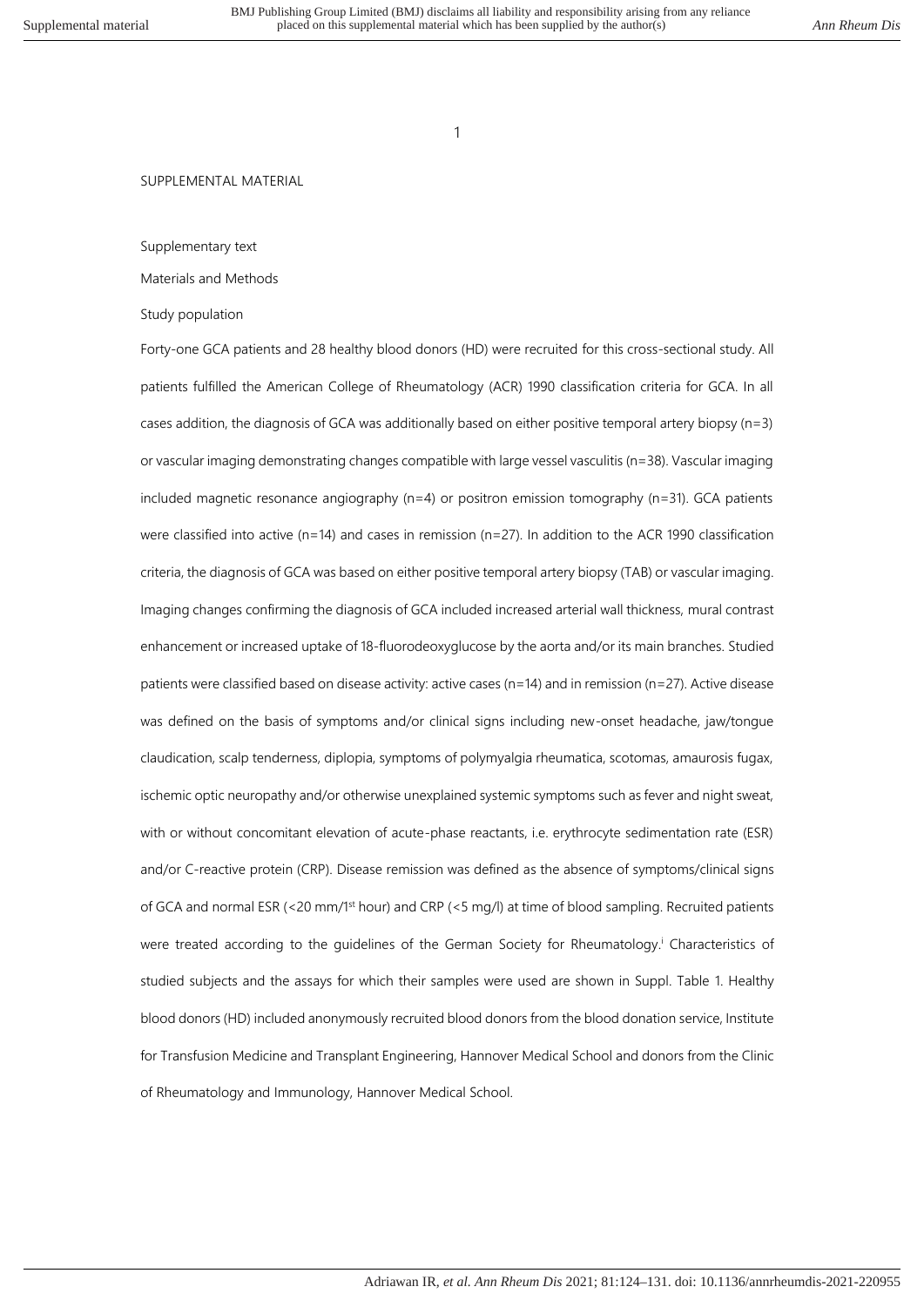SUPPLEMENTAL MATERIAL

Supplementary text

Materials and Methods

Study population

Forty-one GCA patients and 28 healthy blood donors (HD) were recruited for this cross-sectional study. All patients fulfilled the American College of Rheumatology (ACR) 1990 classification criteria for GCA. In all cases addition, the diagnosis of GCA was additionally based on either positive temporal artery biopsy (n=3) or vascular imaging demonstrating changes compatible with large vessel vasculitis (n=38). Vascular imaging included magnetic resonance angiography (n=4) or positron emission tomography (n=31). GCA patients were classified into active (n=14) and cases in remission (n=27). In addition to the ACR 1990 classification criteria, the diagnosis of GCA was based on either positive temporal artery biopsy (TAB) or vascular imaging. Imaging changes confirming the diagnosis of GCA included increased arterial wall thickness, mural contrast enhancement or increased uptake of 18-fluorodeoxyglucose by the aorta and/or its main branches. Studied patients were classified based on disease activity: active cases (n=14) and in remission (n=27). Active disease was defined on the basis of symptoms and/or clinical signs including new-onset headache, jaw/tongue claudication, scalp tenderness, diplopia, symptoms of polymyalgia rheumatica, scotomas, amaurosis fugax, ischemic optic neuropathy and/or otherwise unexplained systemic symptoms such as fever and night sweat, with or without concomitant elevation of acute-phase reactants, i.e. erythrocyte sedimentation rate (ESR) and/or C-reactive protein (CRP). Disease remission was defined as the absence of symptoms/clinical signs of GCA and normal ESR (<20 mm/1st hour) and CRP (<5 mg/l) at time of blood sampling. Recruited patients were treated according to the guidelines of the German Society for Rheumatology.[i] Characteristics of studied subjects and the assays for which their samples were used are shown in Suppl. Table 1. Healthy blood donors (HD) included anonymously recruited blood donors from the blood donation service, Institute for Transfusion Medicine and Transplant Engineering, Hannover Medical School and donors from the Clinic of Rheumatology and Immunology, Hannover Medical School.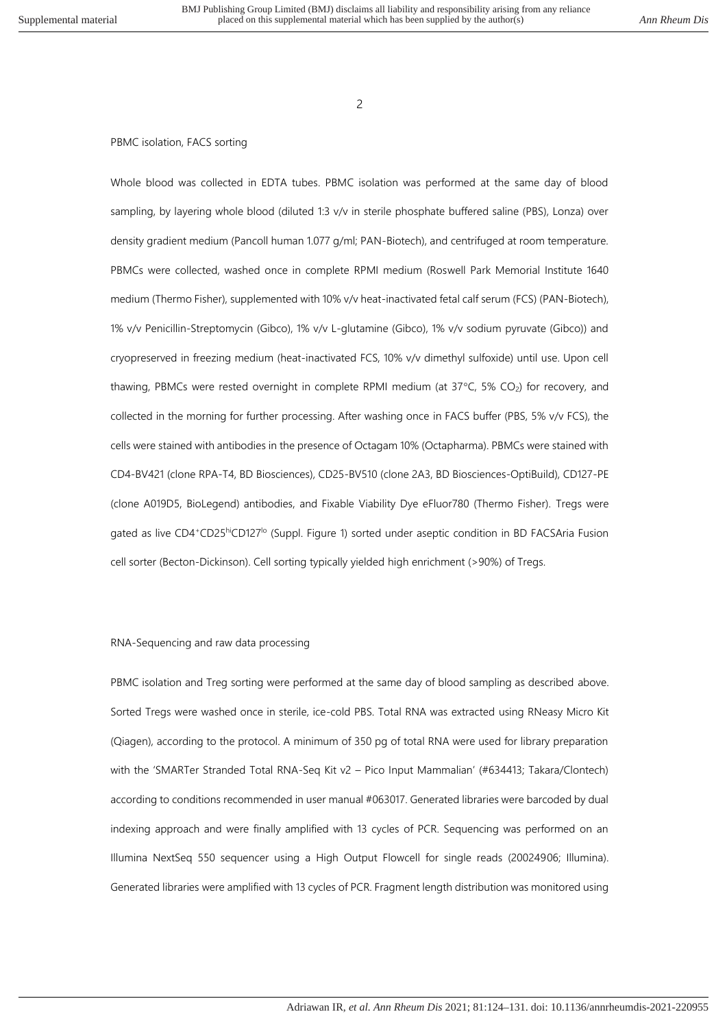## PBMC isolation, FACS sorting

Whole blood was collected in EDTA tubes. PBMC isolation was performed at the same day of blood sampling, by layering whole blood (diluted 1:3 v/v in sterile phosphate buffered saline (PBS), Lonza) over density gradient medium (Pancoll human 1.077 g/ml; PAN-Biotech), and centrifuged at room temperature. PBMCs were collected, washed once in complete RPMI medium (Roswell Park Memorial Institute 1640 medium (Thermo Fisher), supplemented with 10% v/v heat-inactivated fetal calf serum (FCS) (PAN-Biotech), 1% v/v Penicillin-Streptomycin (Gibco), 1% v/v L-glutamine (Gibco), 1% v/v sodium pyruvate (Gibco)) and cryopreserved in freezing medium (heat-inactivated FCS, 10% v/v dimethyl sulfoxide) until use. Upon cell thawing, PBMCs were rested overnight in complete RPMI medium (at 37°C, 5% $CO_2$) for recovery, and collected in the morning for further processing. After washing once in FACS buffer (PBS, 5% v/v FCS), the cells were stained with antibodies in the presence of Octagam 10% (Octapharma). PBMCs were stained with CD4-BV421 (clone RPA-T4, BD Biosciences), CD25-BV510 (clone 2A3, BD Biosciences-OptiBuild), CD127-PE (clone A019D5, BioLegend) antibodies, and Fixable Viability Dye eFluor780 (Thermo Fisher). Tregs were gated as live $CD4^{+}CD25^{hi}CD127^{lo}$ (Suppl. Figure 1) sorted under aseptic condition in BD FACSAria Fusion cell sorter (Becton-Dickinson). Cell sorting typically yielded high enrichment (>90%) of Tregs.

## RNA-Sequencing and raw data processing

PBMC isolation and Treg sorting were performed at the same day of blood sampling as described above. Sorted Tregs were washed once in sterile, ice-cold PBS. Total RNA was extracted using RNeasy Micro Kit (Qiagen), according to the protocol. A minimum of 350 pg of total RNA were used for library preparation with the 'SMARTer Stranded Total RNA-Seq Kit v2 – Pico Input Mammalian' (#634413; Takara/Clontech) according to conditions recommended in user manual #063017. Generated libraries were barcoded by dual indexing approach and were finally amplified with 13 cycles of PCR. Sequencing was performed on an Illumina NextSeq 550 sequencer using a High Output Flowcell for single reads (20024906; Illumina). Generated libraries were amplified with 13 cycles of PCR. Fragment length distribution was monitored using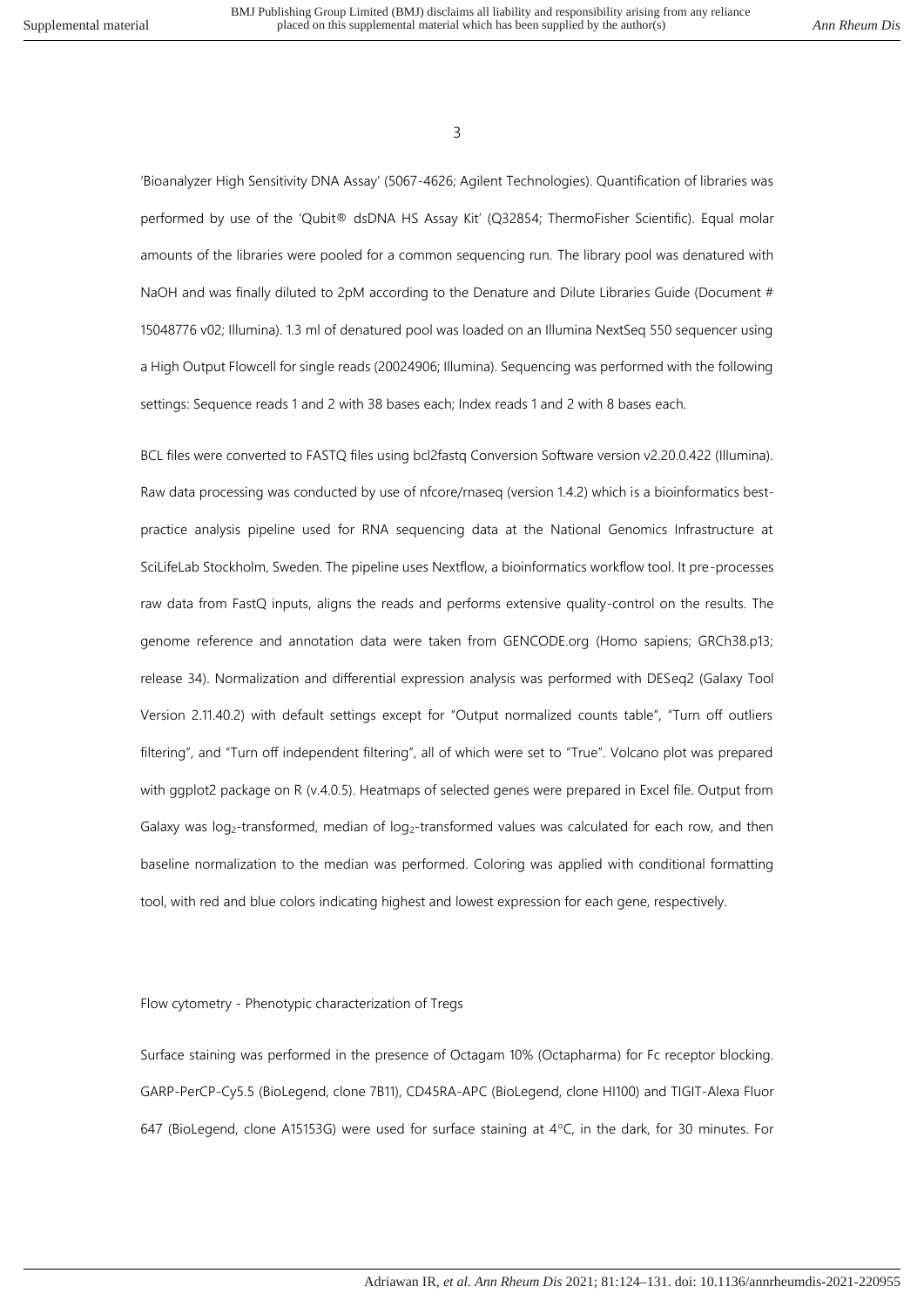'Bioanalyzer High Sensitivity DNA Assay' (5067-4626; Agilent Technologies). Quantification of libraries was performed by use of the 'Qubit® dsDNA HS Assay Kit' (Q32854; ThermoFisher Scientific). Equal molar amounts of the libraries were pooled for a common sequencing run. The library pool was denatured with NaOH and was finally diluted to 2pM according to the Denature and Dilute Libraries Guide (Document # 15048776 v02; Illumina). 1.3 ml of denatured pool was loaded on an Illumina NextSeq 550 sequencer using a High Output Flowcell for single reads (20024906; Illumina). Sequencing was performed with the following settings: Sequence reads 1 and 2 with 38 bases each; Index reads 1 and 2 with 8 bases each.

BCL files were converted to FASTQ files using bcl2fastq Conversion Software version v2.20.0.422 (Illumina). Raw data processing was conducted by use of nfcore/rnaseq (version 1.4.2) which is a bioinformatics best-practice analysis pipeline used for RNA sequencing data at the National Genomics Infrastructure at SciLifeLab Stockholm, Sweden. The pipeline uses Nextflow, a bioinformatics workflow tool. It pre-processes raw data from FastQ inputs, aligns the reads and performs extensive quality-control on the results. The genome reference and annotation data were taken from GENCODE.org (Homo sapiens; GRCh38.p13; release 34). Normalization and differential expression analysis was performed with DESeq2 (Galaxy Tool Version 2.11.40.2) with default settings except for "Output normalized counts table", "Turn off outliers filtering", and "Turn off independent filtering", all of which were set to "True". Volcano plot was prepared with ggplot2 package on R (v.4.0.5). Heatmaps of selected genes were prepared in Excel file. Output from Galaxy was $\log_2$-transformed, median of $\log_2$-transformed values was calculated for each row, and then baseline normalization to the median was performed. Coloring was applied with conditional formatting tool, with red and blue colors indicating highest and lowest expression for each gene, respectively.

Flow cytometry - Phenotypic characterization of Tregs

Surface staining was performed in the presence of Octagam 10% (Octapharma) for Fc receptor blocking. GARP-PerCP-Cy5.5 (BioLegend, clone 7B11), CD45RA-APC (BioLegend, clone HI100) and TIGIT-Alexa Fluor 647 (BioLegend, clone A15153G) were used for surface staining at 4°C, in the dark, for 30 minutes. For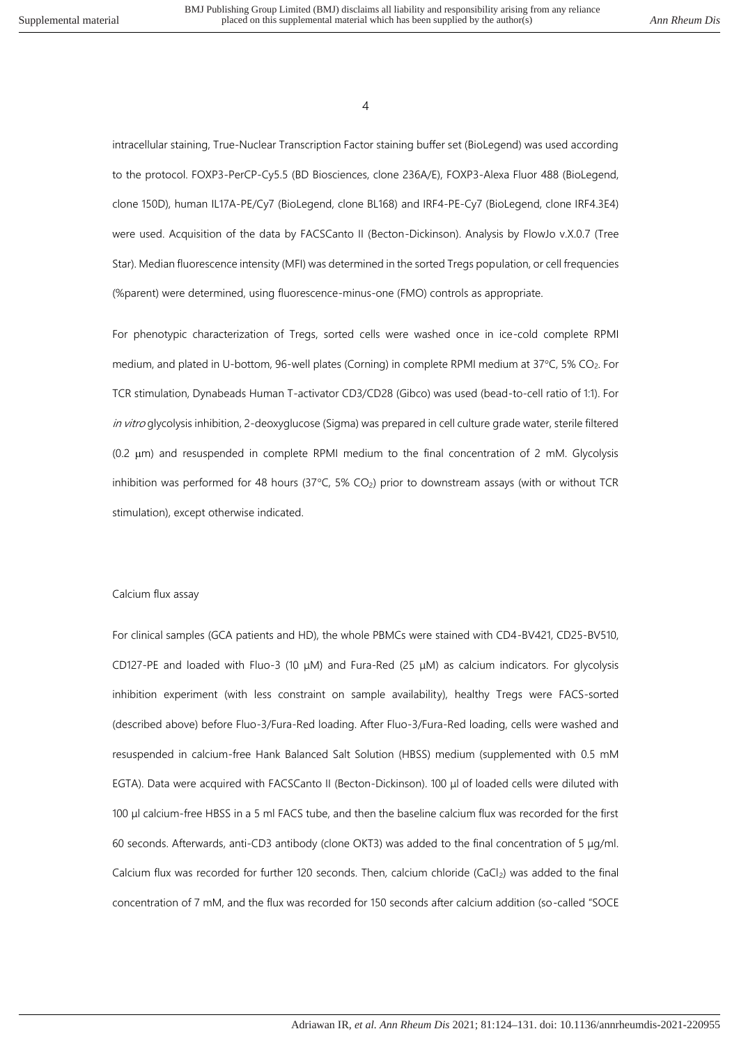intracellular staining, True-Nuclear Transcription Factor staining buffer set (BioLegend) was used according to the protocol. FOXP3-PerCP-Cy5.5 (BD Biosciences, clone 236A/E), FOXP3-Alexa Fluor 488 (BioLegend, clone 150D), human IL17A-PE/Cy7 (BioLegend, clone BL168) and IRF4-PE-Cy7 (BioLegend, clone IRF4.3E4) were used. Acquisition of the data by FACSCanto II (Becton-Dickinson). Analysis by FlowJo v.X.0.7 (Tree Star). Median fluorescence intensity (MFI) was determined in the sorted Tregs population, or cell frequencies (%parent) were determined, using fluorescence-minus-one (FMO) controls as appropriate.

For phenotypic characterization of Tregs, sorted cells were washed once in ice-cold complete RPMI medium, and plated in U-bottom, 96-well plates (Corning) in complete RPMI medium at 37°C, 5% $CO_2$. For TCR stimulation, Dynabeads Human T-activator CD3/CD28 (Gibco) was used (bead-to-cell ratio of 1:1). For *in vitro* glycolysis inhibition, 2-deoxyglucose (Sigma) was prepared in cell culture grade water, sterile filtered (0.2 μm) and resuspended in complete RPMI medium to the final concentration of 2 mM. Glycolysis inhibition was performed for 48 hours (37°C, 5% $CO_2$) prior to downstream assays (with or without TCR stimulation), except otherwise indicated.

Calcium flux assay

For clinical samples (GCA patients and HD), the whole PBMCs were stained with CD4-BV421, CD25-BV510, CD127-PE and loaded with Fluo-3 (10 μM) and Fura-Red (25 μM) as calcium indicators. For glycolysis inhibition experiment (with less constraint on sample availability), healthy Tregs were FACS-sorted (described above) before Fluo-3/Fura-Red loading. After Fluo-3/Fura-Red loading, cells were washed and resuspended in calcium-free Hank Balanced Salt Solution (HBSS) medium (supplemented with 0.5 mM EGTA). Data were acquired with FACSCanto II (Becton-Dickinson). 100 μl of loaded cells were diluted with 100 μl calcium-free HBSS in a 5 ml FACS tube, and then the baseline calcium flux was recorded for the first 60 seconds. Afterwards, anti-CD3 antibody (clone OKT3) was added to the final concentration of 5 μg/ml. Calcium flux was recorded for further 120 seconds. Then, calcium chloride ($CaCl_2$) was added to the final concentration of 7 mM, and the flux was recorded for 150 seconds after calcium addition (so-called "SOCE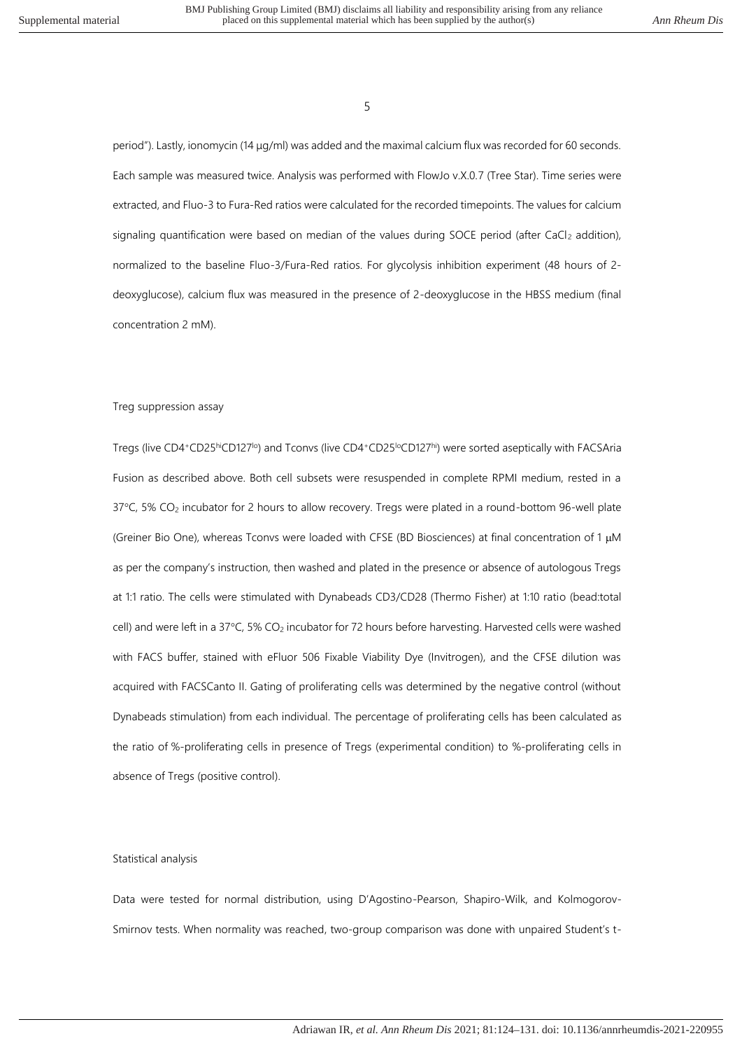period"). Lastly, ionomycin (14 µg/ml) was added and the maximal calcium flux was recorded for 60 seconds. Each sample was measured twice. Analysis was performed with FlowJo v.X.0.7 (Tree Star). Time series were extracted, and Fluo-3 to Fura-Red ratios were calculated for the recorded timepoints. The values for calcium signaling quantification were based on median of the values during SOCE period (after $CaCl_2$ addition), normalized to the baseline Fluo-3/Fura-Red ratios. For glycolysis inhibition experiment (48 hours of 2-deoxyglucose), calcium flux was measured in the presence of 2-deoxyglucose in the HBSS medium (final concentration 2 mM).

### Treg suppression assay

Tregs (live $CD4^{+}CD25^{hi}CD127^{lo}$) and Tconvs (live $CD4^{+}CD25^{lo}CD127^{hi}$) were sorted aseptically with FACSAria Fusion as described above. Both cell subsets were resuspended in complete RPMI medium, rested in a 37°C, 5% $CO_2$ incubator for 2 hours to allow recovery. Tregs were plated in a round-bottom 96-well plate (Greiner Bio One), whereas Tconvs were loaded with CFSE (BD Biosciences) at final concentration of 1 µM as per the company's instruction, then washed and plated in the presence or absence of autologous Tregs at 1:1 ratio. The cells were stimulated with Dynabeads CD3/CD28 (Thermo Fisher) at 1:10 ratio (bead:total cell) and were left in a 37°C, 5% $CO_2$ incubator for 72 hours before harvesting. Harvested cells were washed with FACS buffer, stained with eFluor 506 Fixable Viability Dye (Invitrogen), and the CFSE dilution was acquired with FACSCanto II. Gating of proliferating cells was determined by the negative control (without Dynabeads stimulation) from each individual. The percentage of proliferating cells has been calculated as the ratio of %-proliferating cells in presence of Tregs (experimental condition) to %-proliferating cells in absence of Tregs (positive control).

### Statistical analysis

Data were tested for normal distribution, using D'Agostino-Pearson, Shapiro-Wilk, and Kolmogorov-Smirnov tests. When normality was reached, two-group comparison was done with unpaired Student's t-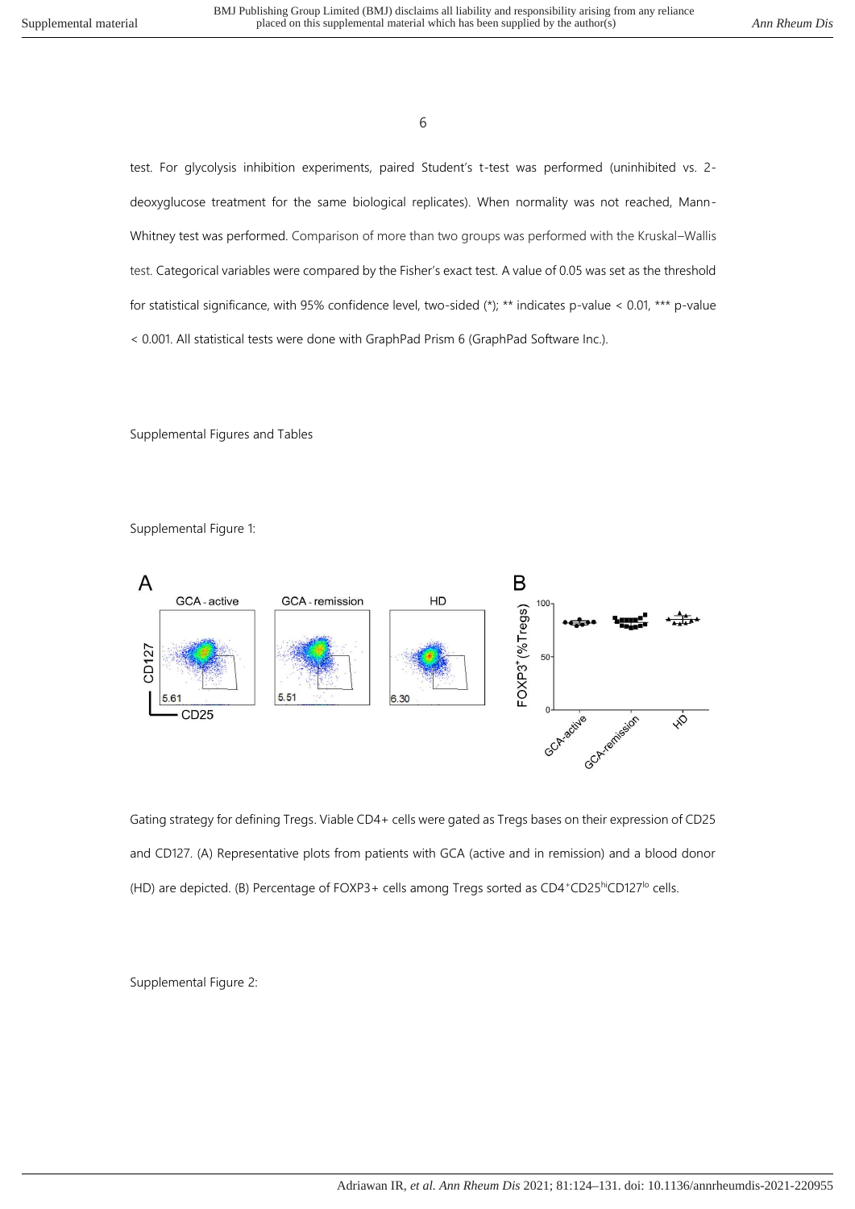test. For glycolysis inhibition experiments, paired Student's t-test was performed (uninhibited vs. 2-deoxyglucose treatment for the same biological replicates). When normality was not reached, Mann-Whitney test was performed. Comparison of more than two groups was performed with the Kruskal–Wallis test. Categorical variables were compared by the Fisher's exact test. A value of 0.05 was set as the threshold for statistical significance, with 95% confidence level, two-sided (*); ** indicates p-value < 0.01, *** p-value < 0.001. All statistical tests were done with GraphPad Prism 6 (GraphPad Software Inc.).

Supplemental Figures and Tables

Supplemental Figure 1:

Gating strategy for defining Tregs. Viable CD4+ cells were gated as Tregs bases on their expression of CD25 and CD127. (A) Representative plots from patients with GCA (active and in remission) and a blood donor (HD) are depicted. (B) Percentage of FOXP3+ cells among Tregs sorted as $CD4^{+}CD25^{hi}CD127^{lo}$ cells.

Supplemental Figure 2: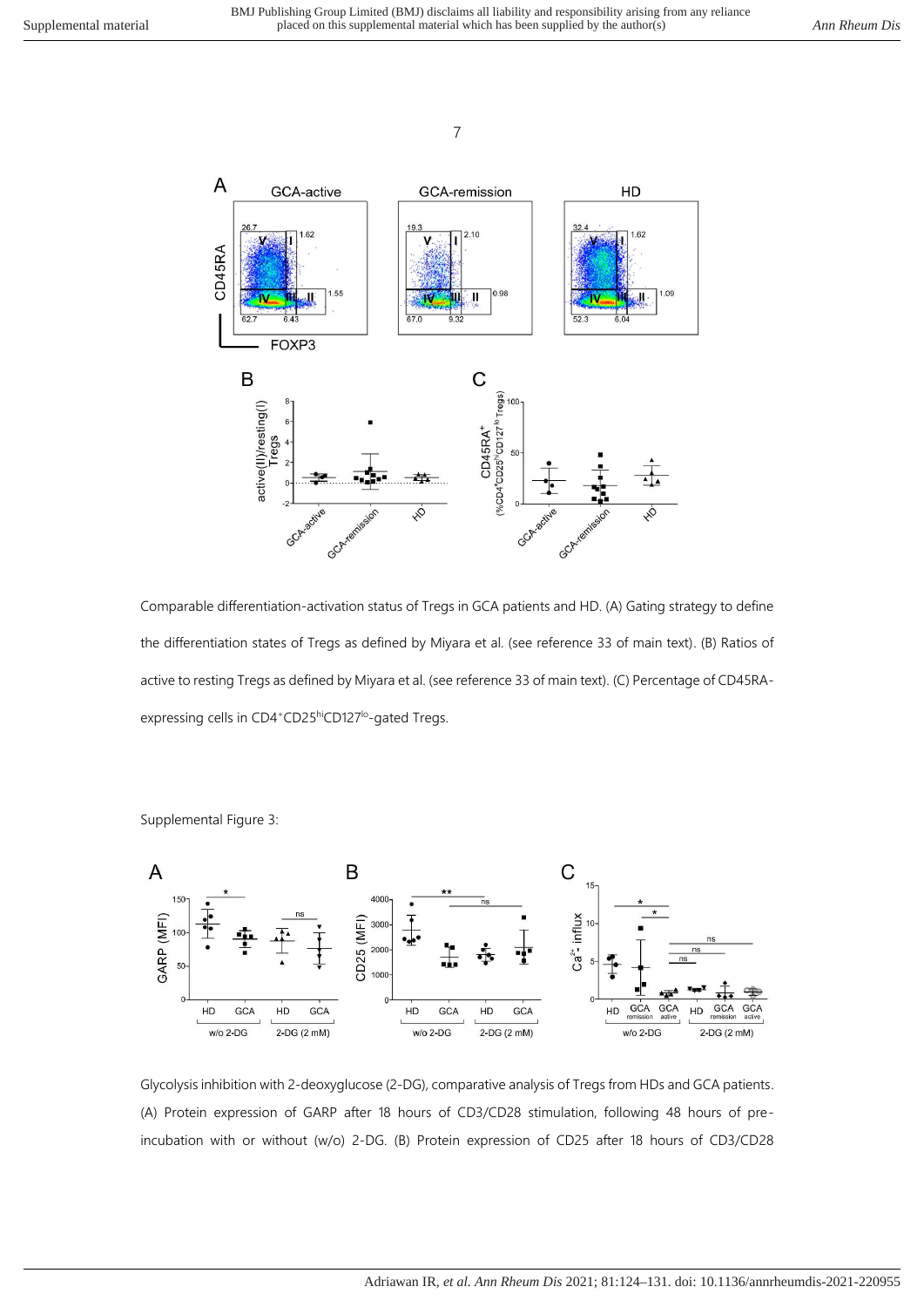Comparable differentiation-activation status of Tregs in GCA patients and HD. (A) Gating strategy to define the differentiation states of Tregs as defined by Miyara et al. (see reference 33 of main text). (B) Ratios of active to resting Tregs as defined by Miyara et al. (see reference 33 of main text). (C) Percentage of CD45RA-expressing cells in $CD4^{+}CD25^{hi}CD127^{lo}$-gated Tregs.

Supplemental Figure 3:

Glycolysis inhibition with 2-deoxyglucose (2-DG), comparative analysis of Tregs from HDs and GCA patients. (A) Protein expression of GARP after 18 hours of CD3/CD28 stimulation, following 48 hours of pre-incubation with or without (w/o) 2-DG. (B) Protein expression of CD25 after 18 hours of CD3/CD28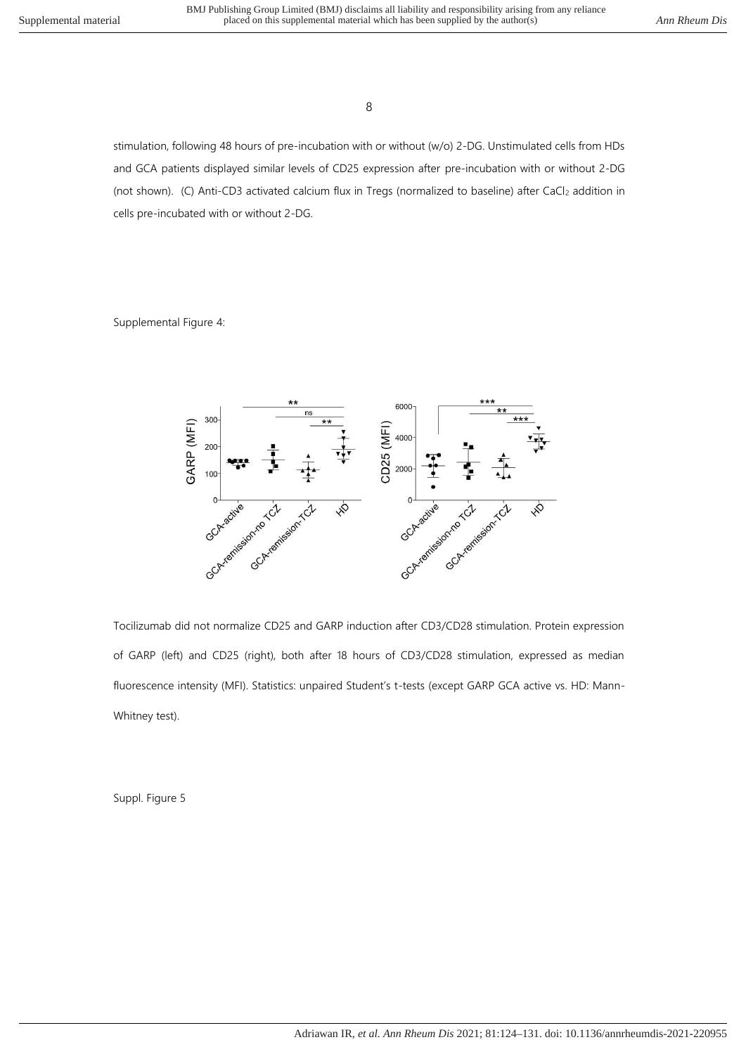stimulation, following 48 hours of pre-incubation with or without (w/o) 2-DG. Unstimulated cells from HDs and GCA patients displayed similar levels of CD25 expression after pre-incubation with or without 2-DG (not shown). (C) Anti-CD3 activated calcium flux in Tregs (normalized to baseline) after $CaCl_2$ addition in cells pre-incubated with or without 2-DG.

Supplemental Figure 4:

Tocilizumab did not normalize CD25 and GARP induction after CD3/CD28 stimulation. Protein expression of GARP (left) and CD25 (right), both after 18 hours of CD3/CD28 stimulation, expressed as median fluorescence intensity (MFI). Statistics: unpaired Student's t-tests (except GARP GCA active vs. HD: Mann-Whitney test).

Suppl. Figure 5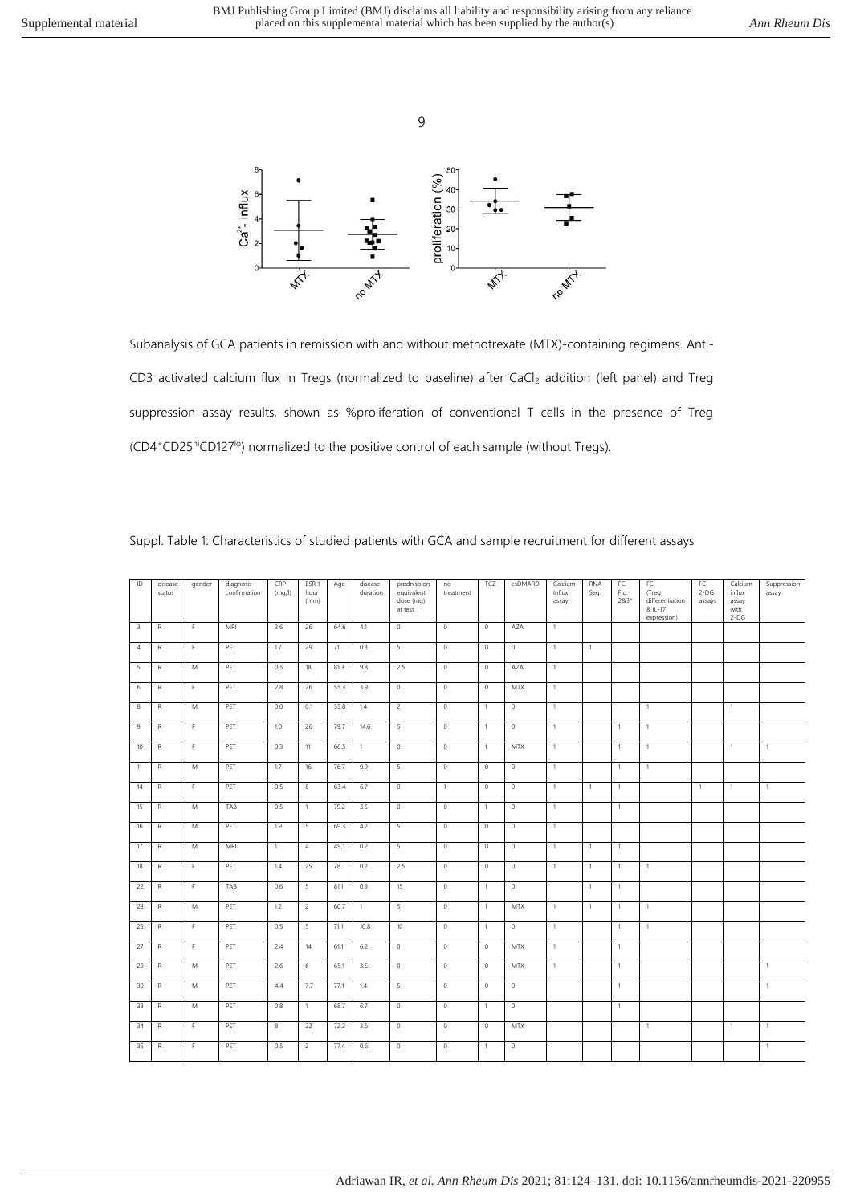Subanalysis of GCA patients in remission with and without methotrexate (MTX)-containing regimens. Anti-CD3 activated calcium flux in Tregs (normalized to baseline) after $CaCl_2$ addition (left panel) and Treg suppression assay results, shown as %proliferation of conventional T cells in the presence of Treg ($CD4^{+}CD25^{hi}CD127^{lo}$) normalized to the positive control of each sample (without Tregs).

Suppl. Table 1: Characteristics of studied patients with GCA and sample recruitment for different assays

| ID | disease status | gender | diagnosis confirmation | CRP (mg/l) | ESR 1 hour (mm) | Age | disease duration | prednisolon equivalent dose (mg) at test | no treatment | TCZ | csDMARD | Calcium Influx assay | RNA-Seq. | FC Fig. 2&3* | FC (Treg differentiation & IL-17 expression) | FC 2-DG assays | Calcium influx assay with 2-DG | Suppression assay |
|---|---|---|---|---|---|---|---|---|---|---|---|---|---|---|---|---|---|---|
| 3 | R | F | MRI | 3.6 | 26 | 64.6 | 4.1 | 0 | 0 | 0 | AZA | 1 | | | | | | |
| 4 | R | F | PET | 1.7 | 29 | 71 | 0.3 | 5 | 0 | 0 | 0 | 1 | 1 | | | | | |
| 5 | R | M | PET | 0.5 | 18 | 81.3 | 9.8 | 2.5 | 0 | 0 | AZA | 1 | | | | | | |
| 6 | R | F | PET | 2.8 | 26 | 55.3 | 3.9 | 0 | 0 | 0 | MTX | 1 | | | | | | |
| 8 | R | M | PET | 0.0 | 0.1 | 55.8 | 1.4 | 2 | 0 | 1 | 0 | 1 | | | 1 | | 1 | |
| 9 | R | F | PET | 1.0 | 26 | 79.7 | 14.6 | 5 | 0 | 1 | 0 | 1 | | 1 | 1 | | | |
| 10 | R | F | PET | 0.3 | 11 | 66.5 | 1 | 0 | 0 | 1 | MTX | 1 | | 1 | 1 | | 1 | 1 |
| 11 | R | M | PET | 1.7 | 16 | 76.7 | 9.9 | 5 | 0 | 0 | 0 | 1 | | 1 | 1 | | | |
| 14 | R | F | PET | 0.5 | 8 | 63.4 | 6.7 | 0 | 1 | 0 | 0 | 1 | 1 | 1 | | 1 | 1 | 1 |
| 15 | R | M | TAB | 0.5 | 1 | 79.2 | 3.5 | 0 | 0 | 1 | 0 | 1 | | 1 | | | | |
| 16 | R | M | PET | 1.9 | 5 | 69.3 | 4.7 | 5 | 0 | 0 | 0 | 1 | | | | | | |
| 17 | R | M | MRI | 1 | 4 | 49.1 | 0.2 | 5 | 0 | 0 | 0 | 1 | 1 | 1 | | | | |
| 18 | R | F | PET | 1.4 | 25 | 78 | 0.2 | 2.5 | 0 | 0 | 0 | 1 | 1 | 1 | 1 | | | |
| 22 | R | F | TAB | 0.6 | 5 | 81.1 | 0.3 | 15 | 0 | 1 | 0 | | 1 | 1 | | | | |
| 23 | R | M | PET | 1.2 | 2 | 60.7 | 1 | 5 | 0 | 1 | MTX | 1 | 1 | 1 | 1 | | | |
| 25 | R | F | PET | 0.5 | 5 | 71.1 | 10.8 | 10 | 0 | 1 | 0 | 1 | | 1 | 1 | | | |
| 27 | R | F | PET | 2.4 | 14 | 61.1 | 6.2 | 0 | 0 | 0 | MTX | 1 | | 1 | | | | |
| 29 | R | M | PET | 2.6 | 6 | 65.1 | 3.5 | 0 | 0 | 0 | MTX | 1 | | 1 | | | | 1 |
| 30 | R | M | PET | 4.4 | 7.7 | 77.1 | 1.4 | 5 | 0 | 0 | 0 | | | 1 | | | | 1 |
| 33 | R | M | PET | 0.8 | 1 | 68.7 | 6.7 | 0 | 0 | 1 | 0 | | | 1 | | | | |
| 34 | R | F | PET | 8 | 22 | 72.2 | 3.6 | 0 | 0 | 0 | MTX | | | | 1 | | 1 | 1 |
| 35 | R | F | PET | 0.5 | 2 | 77.4 | 0.6 | 0 | 0 | 1 | 0 | | | | | | | 1 |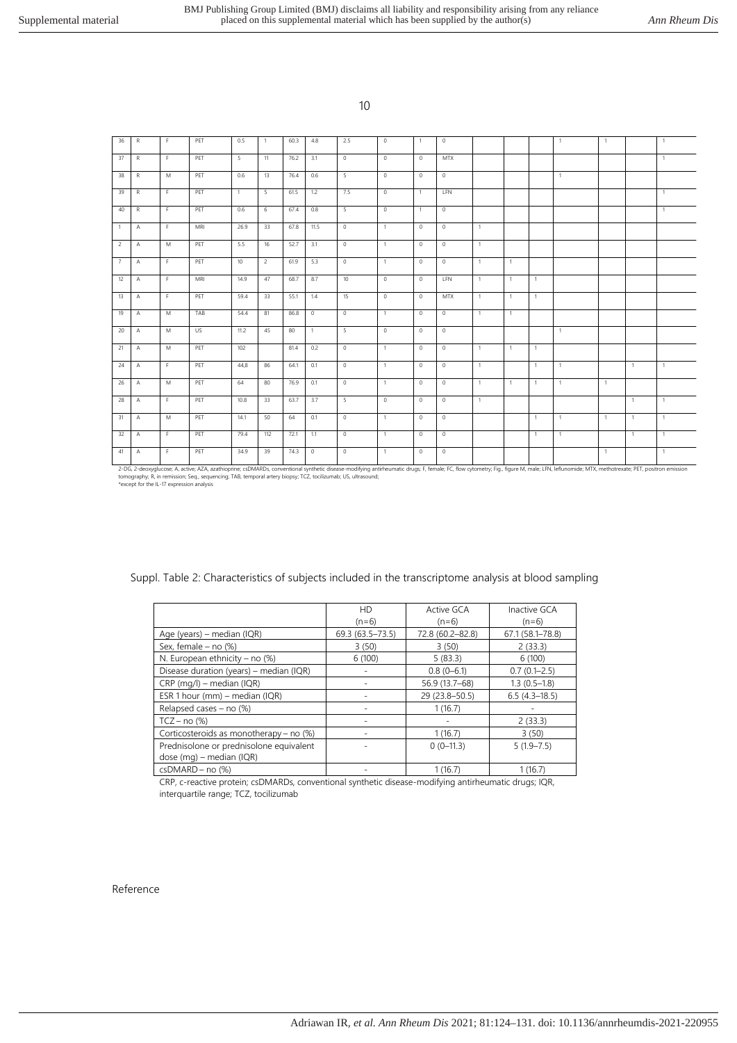| | | | | | | | | | | | | | | | | | | |
|---|---|---|---|---|---|---|---|---|---|---|---|---|---|---|---|---|---|---|
| 36 | R | F | PET | 0.5 | 1 | 60.3 | 4.8 | 2.5 | 0 | 1 | 0 | | | | 1 | 1 | | 1 |
| 37 | R | F | PET | 5 | 11 | 76.2 | 3.1 | 0 | 0 | 0 | MTX | | | | | | | 1 |
| 38 | R | M | PET | 0.6 | 13 | 76.4 | 0.6 | 5 | 0 | 0 | 0 | | | | 1 | | | |
| 39 | R | F | PET | 1 | 5 | 61.5 | 1.2 | 7.5 | 0 | 1 | LFN | | | | | | | 1 |
| 40 | R | F | PET | 0.6 | 6 | 67.4 | 0.8 | 5 | 0 | 1 | 0 | | | | | | | 1 |
| 1 | A | F | MRI | 26.9 | 33 | 67.8 | 11.5 | 0 | 1 | 0 | 0 | 1 | | | | | | |
| 2 | A | M | PET | 5.5 | 16 | 52.7 | 3.1 | 0 | 1 | 0 | 0 | 1 | | | | | | |
| 7 | A | F | PET | 10 | 2 | 61.9 | 5.3 | 0 | 1 | 0 | 0 | 1 | 1 | | | | | |
| 12 | A | F | MRI | 14.9 | 47 | 68.7 | 8.7 | 10 | 0 | 0 | LFN | 1 | 1 | 1 | | | | |
| 13 | A | F | PET | 59.4 | 33 | 55.1 | 1.4 | 15 | 0 | 0 | MTX | 1 | 1 | 1 | | | | |
| 19 | A | M | TAB | 54.4 | 81 | 86.8 | 0 | 0 | 1 | 0 | 0 | 1 | 1 | | | | | |
| 20 | A | M | US | 11.2 | 45 | 80 | 1 | 5 | 0 | 0 | 0 | | | | 1 | | | |
| 21 | A | M | PET | 102 | | 81.4 | 0.2 | 0 | 1 | 0 | 0 | 1 | 1 | 1 | | | | |
| 24 | A | F | PET | 44,8 | 86 | 64.1 | 0.1 | 0 | 1 | 0 | 0 | 1 | | 1 | 1 | | 1 | 1 |
| 26 | A | M | PET | 64 | 80 | 76.9 | 0.1 | 0 | 1 | 0 | 0 | 1 | 1 | 1 | 1 | 1 | | |
| 28 | A | F | PET | 10.8 | 33 | 63.7 | 3.7 | 5 | 0 | 0 | 0 | 1 | | | | | 1 | 1 |
| 31 | A | M | PET | 14.1 | 50 | 64 | 0.1 | 0 | 1 | 0 | 0 | | | 1 | 1 | 1 | 1 | 1 |
| 32 | A | F | PET | 79.4 | 112 | 72.1 | 1.1 | 0 | 1 | 0 | 0 | | | 1 | 1 | | 1 | 1 |
| 41 | A | F | PET | 34.9 | 39 | 74.3 | 0 | 0 | 1 | 0 | 0 | | | | | 1 | | 1 |

2-DG, 2-deoxyglucose; A, active; AZA, azathioprine; csDMARDs, conventional synthetic disease-modifying antirheumatic drugs; F, female; FC, flow cytometry; Fig., figure M, male; LFN, leflunomide; MTX, methotrexate; PET, positron emission tomography; R, in remission; Seq., sequencing; TAB, temporal artery biopsy; TCZ, tocilizumab; US, ultrasound;
*except for the IL-17 expression analysis

Suppl. Table 2: Characteristics of subjects included in the transcriptome analysis at blood sampling

| | HD (n=6) | Active GCA (n=6) | Inactive GCA (n=6) |
|---|---|---|---|
| Age (years) – median (IQR) | 69.3 (63.5–73.5) | 72.8 (60.2–82.8) | 67.1 (58.1–78.8) |
| Sex, female – no (%) | 3 (50) | 3 (50) | 2 (33.3) |
| N. European ethnicity – no (%) | 6 (100) | 5 (83.3) | 6 (100) |
| Disease duration (years) – median (IQR) | - | 0.8 (0–6.1) | 0.7 (0.1–2.5) |
| CRP (mg/l) – median (IQR) | - | 56.9 (13.7–68) | 1.3 (0.5–1.8) |
| ESR 1 hour (mm) – median (IQR) | - | 29 (23.8–50.5) | 6.5 (4.3–18.5) |
| Relapsed cases – no (%) | - | 1 (16.7) | - |
| TCZ – no (%) | - | - | 2 (33.3) |
| Corticosteroids as monotherapy – no (%) | - | 1 (16.7) | 3 (50) |
| Prednisolone or prednisolone equivalent dose (mg) – median (IQR) | - | 0 (0–11.3) | 5 (1.9–7.5) |
| csDMARD – no (%) | - | 1 (16.7) | 1 (16.7) |

CRP, c-reactive protein; csDMARDs, conventional synthetic disease-modifying antirheumatic drugs; IQR, interquartile range; TCZ, tocilizumab

Reference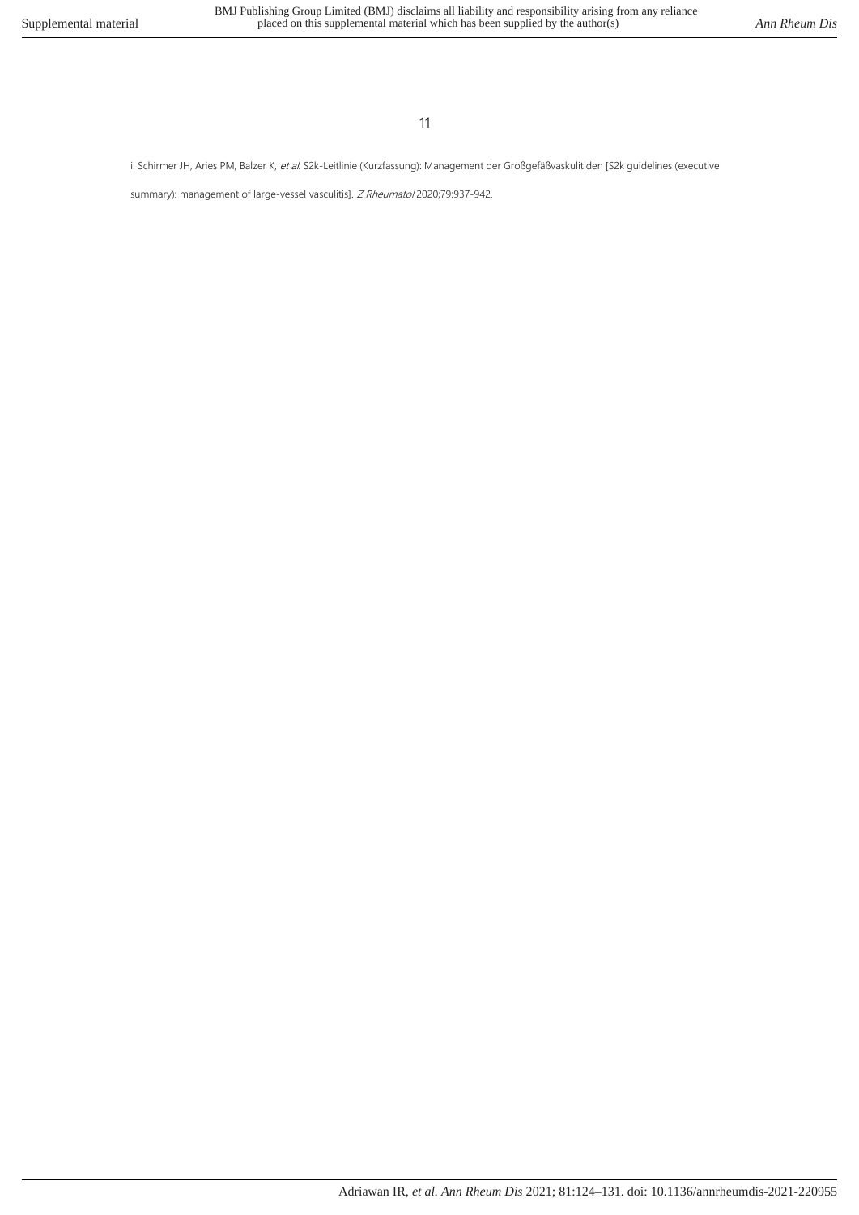i. Schirmer JH, Aries PM, Balzer K, *et al.* S2k-Leitlinie (Kurzfassung): Management der Großgefäßvaskulitiden [S2k guidelines (executive summary): management of large-vessel vasculitis]. *Z Rheumatol* 2020;79:937-942.